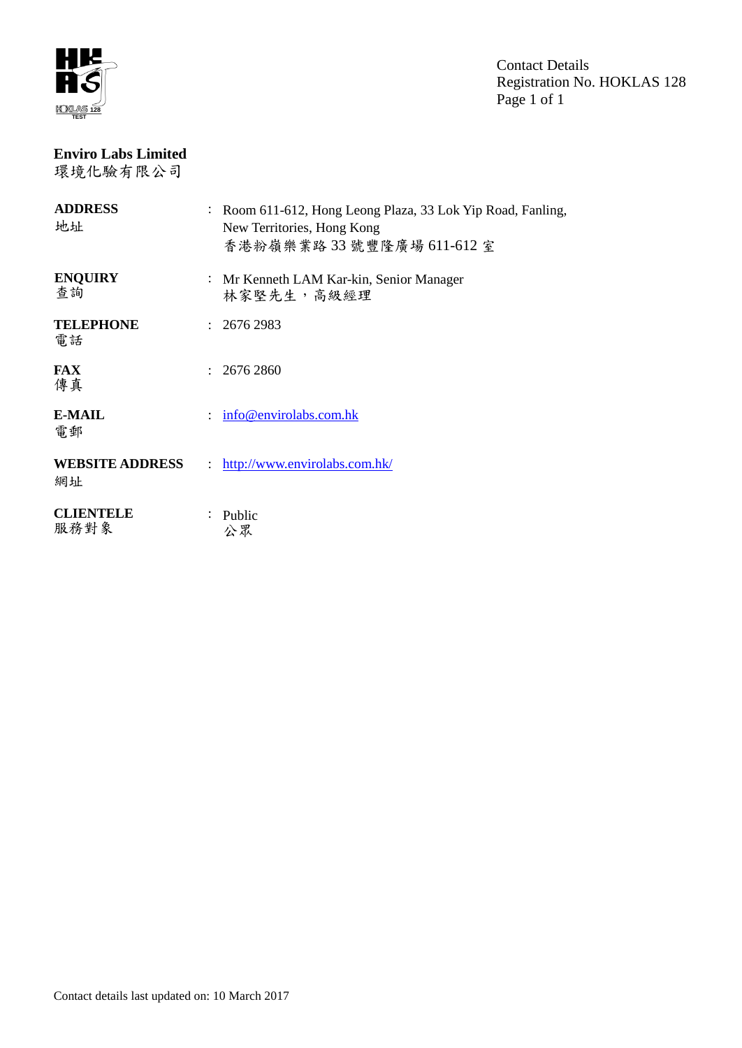Contact Details
Registration No. HOKLAS 128

**Enviro Labs Limited**
環境化驗有限公司

| | | |
|---|---|---|
| **ADDRESS** 地址 | : | Room 611-612, Hong Leong Plaza, 33 Lok Yip Road, Fanling, New Territories, Hong Kong 香港粉嶺樂業路 33 號豐隆廣場 611-612 室 |
| **ENQUIRY** 查詢 | : | Mr Kenneth LAM Kar-kin, Senior Manager 林家堅先生，高級經理 |
| **TELEPHONE** 電話 | : | 2676 2983 |
| **FAX** 傳真 | : | 2676 2860 |
| **E-MAIL** 電郵 | : | info@envirolabs.com.hk |
| **WEBSITE ADDRESS** 網址 | : | http://www.envirolabs.com.hk/ |
| **CLIENTELE** 服務對象 | : | Public 公眾 |

Contact details last updated on: 10 March 2017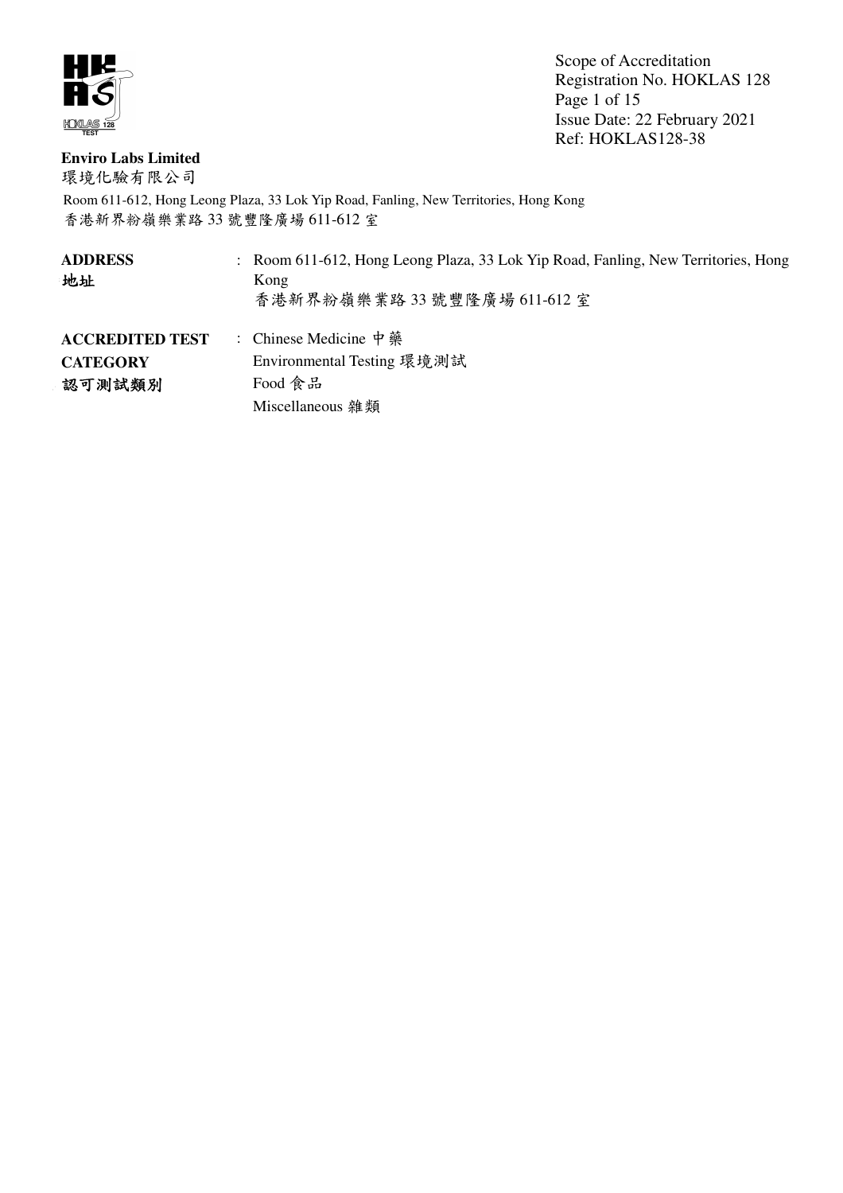**Enviro Labs Limited**
環境化驗有限公司

Room 611-612, Hong Leong Plaza, 33 Lok Yip Road, Fanling, New Territories, Hong Kong
香港新界粉嶺樂業路 33 號豐隆廣場 611-612 室

| | | |
|---|---|---|
| **ADDRESS**<br>**地址** | : | Room 611-612, Hong Leong Plaza, 33 Lok Yip Road, Fanling, New Territories, Hong Kong<br>香港新界粉嶺樂業路 33 號豐隆廣場 611-612 室 |
| **ACCREDITED TEST CATEGORY**<br>**認可測試類別** | : | Chinese Medicine 中藥<br>Environmental Testing 環境測試<br>Food 食品<br>Miscellaneous 雜類 |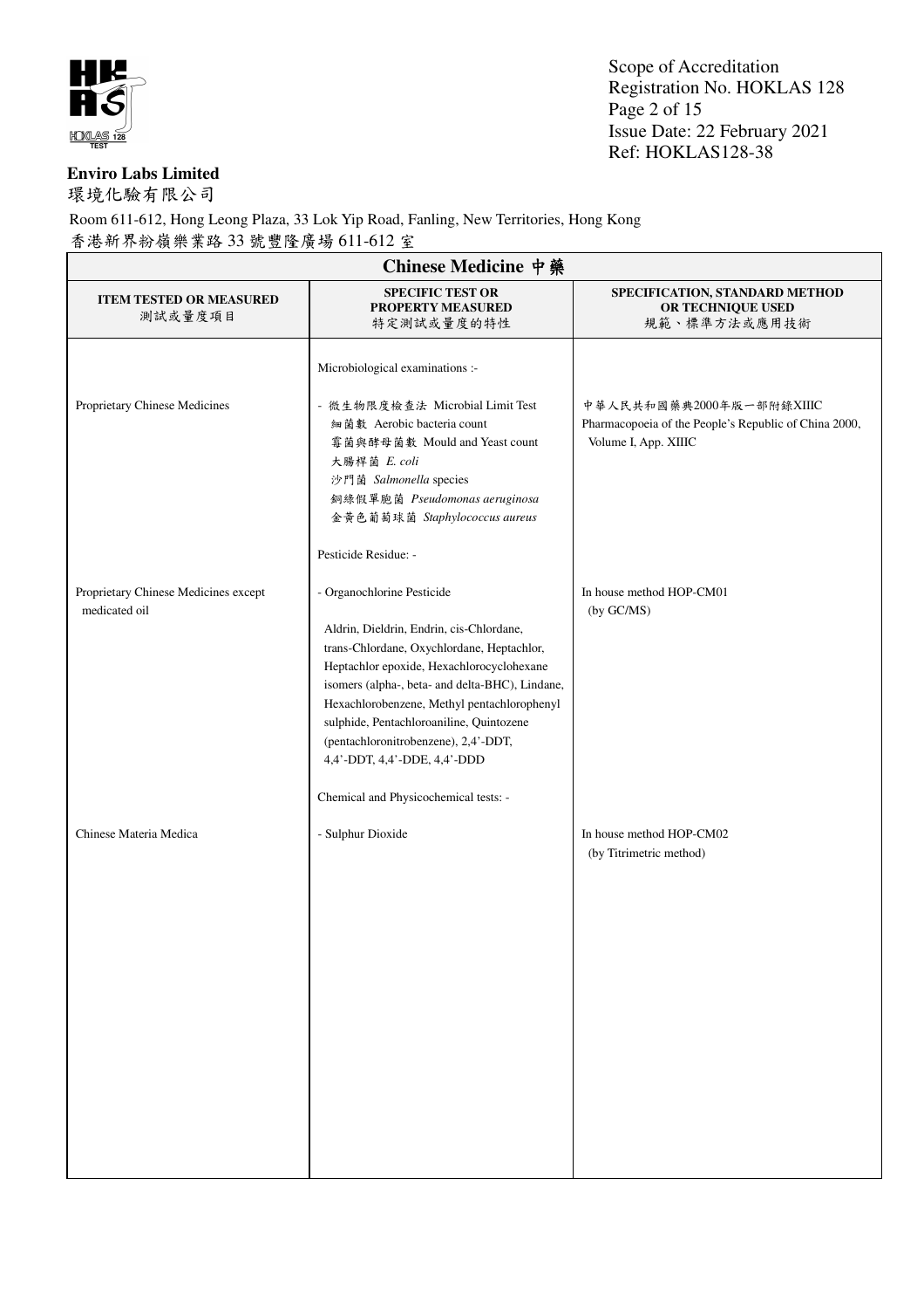**Enviro Labs Limited**
環境化驗有限公司

Room 611-612, Hong Leong Plaza, 33 Lok Yip Road, Fanling, New Territories, Hong Kong
香港新界粉嶺樂業路 33 號豐隆廣場 611-612 室

| Chinese Medicine 中藥 | | |
|---|---|---|
| **ITEM TESTED OR MEASURED** 測試或量度項目 | **SPECIFIC TEST OR PROPERTY MEASURED** 特定測試或量度的特性 | **SPECIFICATION, STANDARD METHOD OR TECHNIQUE USED** 規範、標準方法或應用技術 |
| | Microbiological examinations :- | |
| Proprietary Chinese Medicines | - 微生物限度檢查法 Microbial Limit Test<br>細菌數 Aerobic bacteria count<br>霉菌與酵母菌數 Mould and Yeast count<br>大腸桿菌 *E. coli*<br>沙門菌 *Salmonella* species<br>銅綠假單胞菌 *Pseudomonas aeruginosa*<br>金黃色葡萄球菌 *Staphylococcus aureus* | 中華人民共和國藥典2000年版一部附錄XIIIC<br>Pharmacopoeia of the People's Republic of China 2000, Volume I, App. XIIIC |
| | Pesticide Residue: - | |
| Proprietary Chinese Medicines except medicated oil | - Organochlorine Pesticide<br><br>Aldrin, Dieldrin, Endrin, cis-Chlordane, trans-Chlordane, Oxychlordane, Heptachlor, Heptachlor epoxide, Hexachlorocyclohexane isomers (alpha-, beta- and delta-BHC), Lindane, Hexachlorobenzene, Methyl pentachlorophenyl sulphide, Pentachloroaniline, Quintozene (pentachloronitrobenzene), 2,4'-DDT, 4,4'-DDT, 4,4'-DDE, 4,4'-DDD | In house method HOP-CM01<br>(by GC/MS) |
| | Chemical and Physicochemical tests: - | |
| Chinese Materia Medica | - Sulphur Dioxide | In house method HOP-CM02<br>(by Titrimetric method) |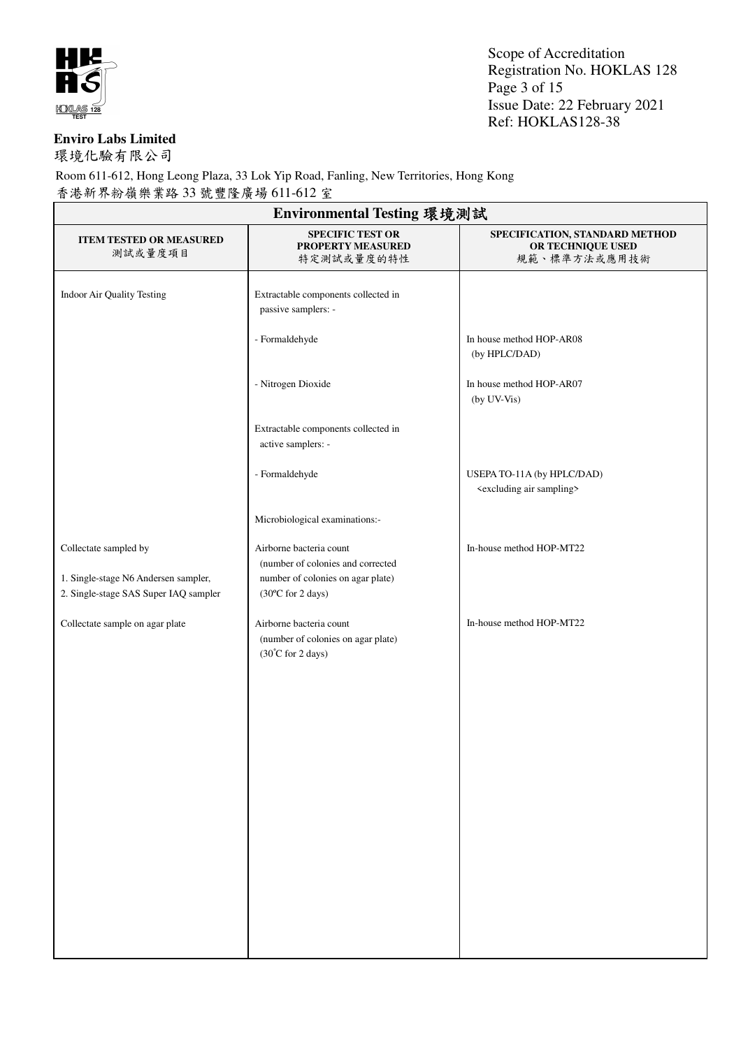**Enviro Labs Limited**

環境化驗有限公司

Room 611-612, Hong Leong Plaza, 33 Lok Yip Road, Fanling, New Territories, Hong Kong

香港新界粉嶺樂業路 33 號豐隆廣場 611-612 室

## Environmental Testing 環境測試

| ITEM TESTED OR MEASURED 測試或量度項目 | SPECIFIC TEST OR PROPERTY MEASURED 特定測試或量度的特性 | SPECIFICATION, STANDARD METHOD OR TECHNIQUE USED 規範、標準方法或應用技術 |
|---|---|---|
| Indoor Air Quality Testing | Extractable components collected in passive samplers: - | |
| | - Formaldehyde | In house method HOP-AR08 (by HPLC/DAD) |
| | - Nitrogen Dioxide | In house method HOP-AR07 (by UV-Vis) |
| | Extractable components collected in active samplers: - | |
| | - Formaldehyde | USEPA TO-11A (by HPLC/DAD) <excluding air sampling> |
| | Microbiological examinations:- | |
| Collectate sampled by<br>1. Single-stage N6 Andersen sampler,<br>2. Single-stage SAS Super IAQ sampler | Airborne bacteria count (number of colonies and corrected number of colonies on agar plate) (30ºC for 2 days) | In-house method HOP-MT22 |
| Collectate sample on agar plate | Airborne bacteria count (number of colonies on agar plate) (30˚C for 2 days) | In-house method HOP-MT22 |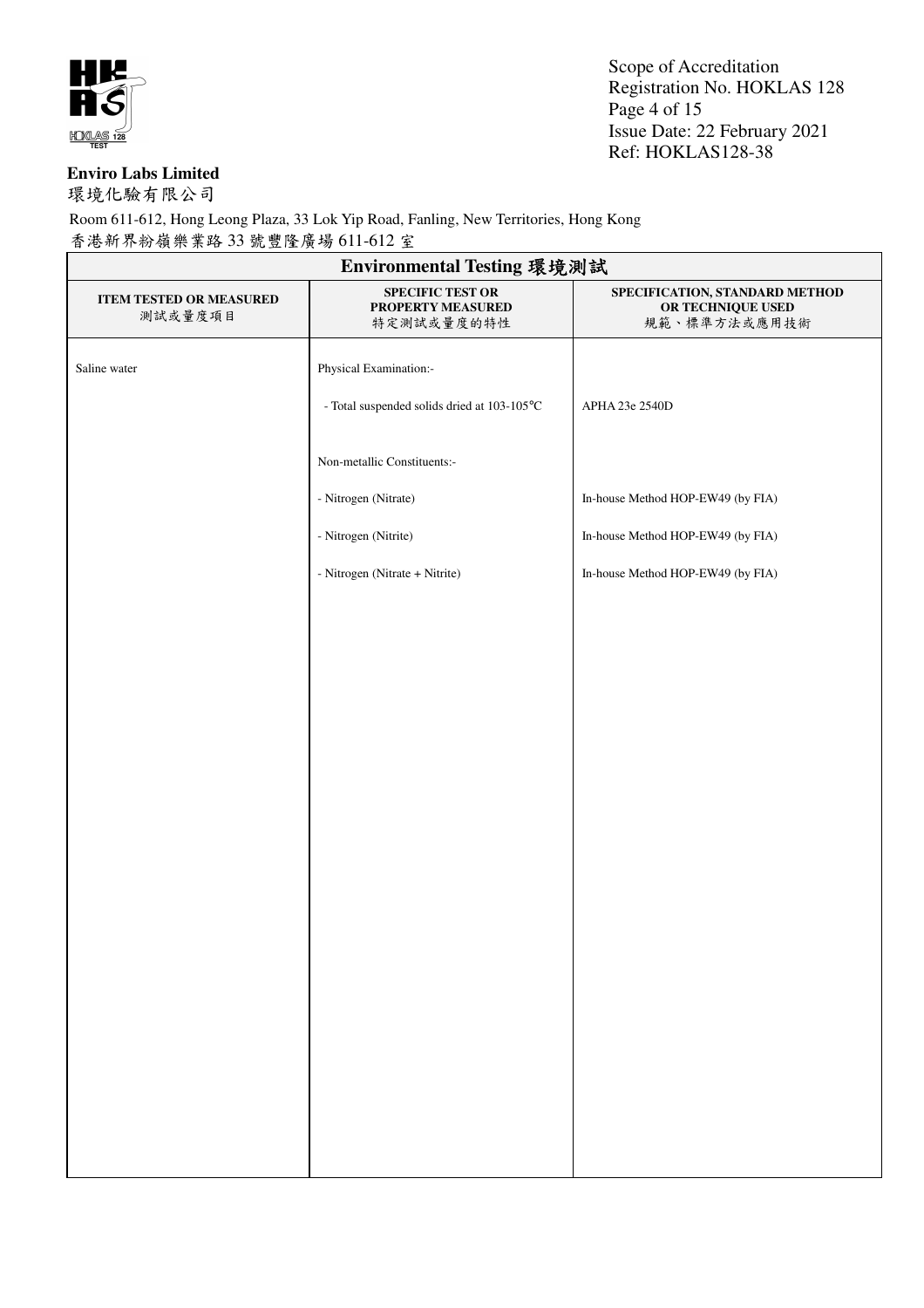**Enviro Labs Limited**
環境化驗有限公司

Room 611-612, Hong Leong Plaza, 33 Lok Yip Road, Fanling, New Territories, Hong Kong
香港新界粉嶺樂業路 33 號豐隆廣場 611-612 室

## Environmental Testing 環境測試

| ITEM TESTED OR MEASURED 測試或量度項目 | SPECIFIC TEST OR PROPERTY MEASURED 特定測試或量度的特性 | SPECIFICATION, STANDARD METHOD OR TECHNIQUE USED 規範、標準方法或應用技術 |
|---|---|---|
| Saline water | Physical Examination:- | |
| | - Total suspended solids dried at 103-105℃ | APHA 23e 2540D |
| | Non-metallic Constituents:- | |
| | - Nitrogen (Nitrate) | In-house Method HOP-EW49 (by FIA) |
| | - Nitrogen (Nitrite) | In-house Method HOP-EW49 (by FIA) |
| | - Nitrogen (Nitrate + Nitrite) | In-house Method HOP-EW49 (by FIA) |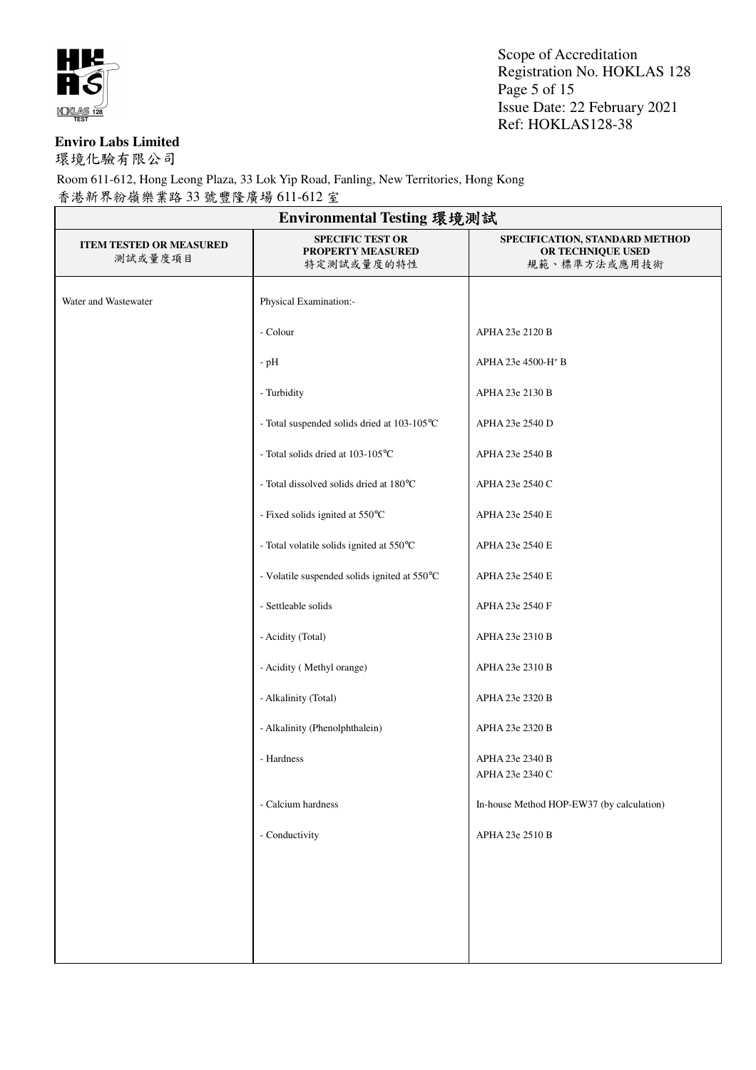**Enviro Labs Limited**
環境化驗有限公司

Room 611-612, Hong Leong Plaza, 33 Lok Yip Road, Fanling, New Territories, Hong Kong
香港新界粉嶺樂業路 33 號豐隆廣場 611-612 室

| Environmental Testing 環境測試 | | |
|---|---|---|
| **ITEM TESTED OR MEASURED** 測試或量度項目 | **SPECIFIC TEST OR PROPERTY MEASURED** 特定測試或量度的特性 | **SPECIFICATION, STANDARD METHOD OR TECHNIQUE USED** 規範、標準方法或應用技術 |
| Water and Wastewater | Physical Examination:- | |
| | - Colour | APHA 23e 2120 B |
| | - pH | APHA 23e 4500-$H^{+}$ B |
| | - Turbidity | APHA 23e 2130 B |
| | - Total suspended solids dried at 103-105℃ | APHA 23e 2540 D |
| | - Total solids dried at 103-105℃ | APHA 23e 2540 B |
| | - Total dissolved solids dried at 180℃ | APHA 23e 2540 C |
| | - Fixed solids ignited at 550℃ | APHA 23e 2540 E |
| | - Total volatile solids ignited at 550℃ | APHA 23e 2540 E |
| | - Volatile suspended solids ignited at 550℃ | APHA 23e 2540 E |
| | - Settleable solids | APHA 23e 2540 F |
| | - Acidity (Total) | APHA 23e 2310 B |
| | - Acidity ( Methyl orange) | APHA 23e 2310 B |
| | - Alkalinity (Total) | APHA 23e 2320 B |
| | - Alkalinity (Phenolphthalein) | APHA 23e 2320 B |
| | - Hardness | APHA 23e 2340 B<br>APHA 23e 2340 C |
| | - Calcium hardness | In-house Method HOP-EW37 (by calculation) |
| | - Conductivity | APHA 23e 2510 B |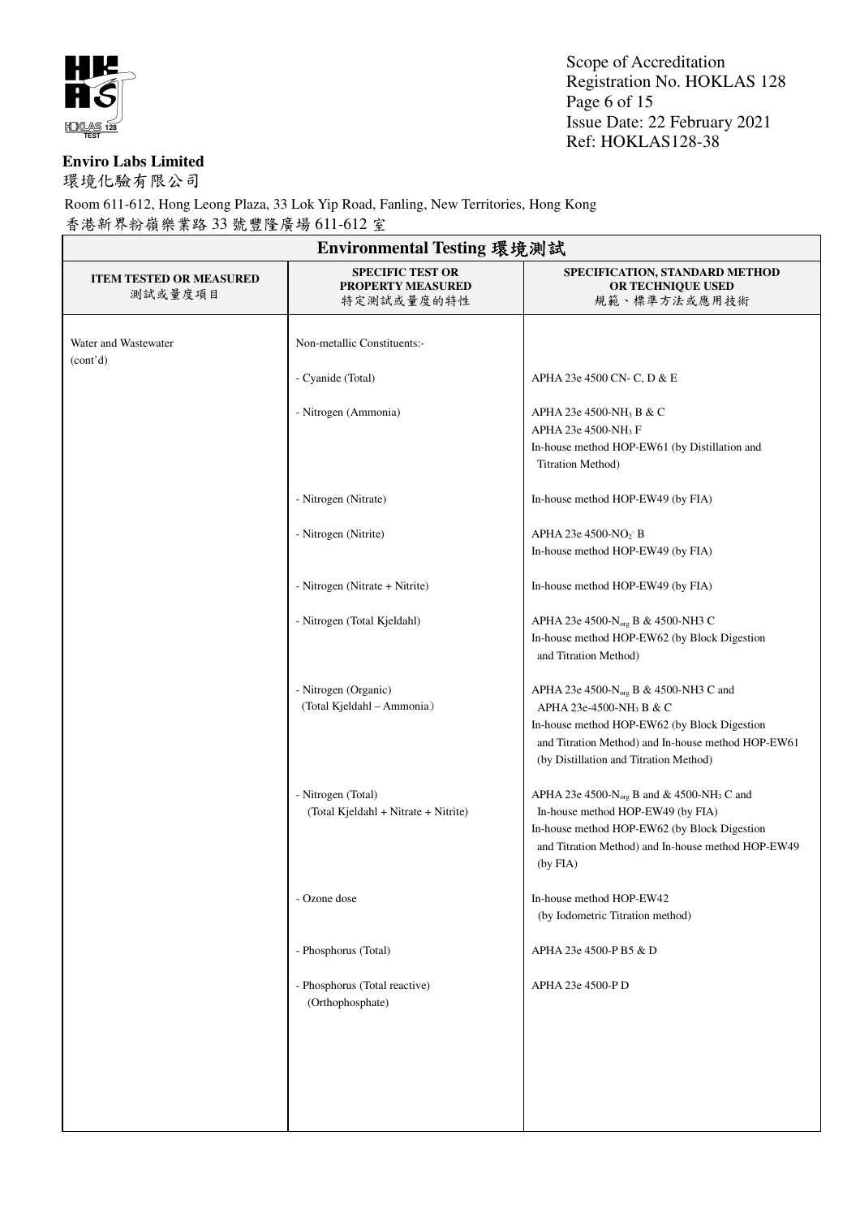**Enviro Labs Limited**
環境化驗有限公司

Room 611-612, Hong Leong Plaza, 33 Lok Yip Road, Fanling, New Territories, Hong Kong
香港新界粉嶺樂業路 33 號豐隆廣場 611-612 室

Scope of Accreditation
Registration No. HOKLAS 128
Issue Date: 22 February 2021
Ref: HOKLAS128-38

## Environmental Testing 環境測試

| ITEM TESTED OR MEASURED 測試或量度項目 | SPECIFIC TEST OR PROPERTY MEASURED 特定測試或量度的特性 | SPECIFICATION, STANDARD METHOD OR TECHNIQUE USED 規範、標準方法或應用技術 |
|---|---|---|
| Water and Wastewater (cont'd) | Non-metallic Constituents:- | |
| | - Cyanide (Total) | APHA 23e 4500 CN- C, D & E |
| | - Nitrogen (Ammonia) | APHA 23e 4500-$NH_3$ B & C<br>APHA 23e 4500-$NH_3$ F<br>In-house method HOP-EW61 (by Distillation and Titration Method) |
| | - Nitrogen (Nitrate) | In-house method HOP-EW49 (by FIA) |
| | - Nitrogen (Nitrite) | APHA 23e 4500-$NO_2^-$ B<br>In-house method HOP-EW49 (by FIA) |
| | - Nitrogen (Nitrate + Nitrite) | In-house method HOP-EW49 (by FIA) |
| | - Nitrogen (Total Kjeldahl) | APHA 23e 4500-$N_{org}$ B & 4500-NH3 C<br>In-house method HOP-EW62 (by Block Digestion and Titration Method) |
| | - Nitrogen (Organic) (Total Kjeldahl – Ammonia) | APHA 23e 4500-$N_{org}$ B & 4500-NH3 C and APHA 23e-4500-$NH_3$ B & C<br>In-house method HOP-EW62 (by Block Digestion and Titration Method) and In-house method HOP-EW61 (by Distillation and Titration Method) |
| | - Nitrogen (Total) (Total Kjeldahl + Nitrate + Nitrite) | APHA 23e 4500-$N_{org}$ B and & 4500-$NH_3$ C and In-house method HOP-EW49 (by FIA)<br>In-house method HOP-EW62 (by Block Digestion and Titration Method) and In-house method HOP-EW49 (by FIA) |
| | - Ozone dose | In-house method HOP-EW42 (by Iodometric Titration method) |
| | - Phosphorus (Total) | APHA 23e 4500-P B5 & D |
| | - Phosphorus (Total reactive) (Orthophosphate) | APHA 23e 4500-P D |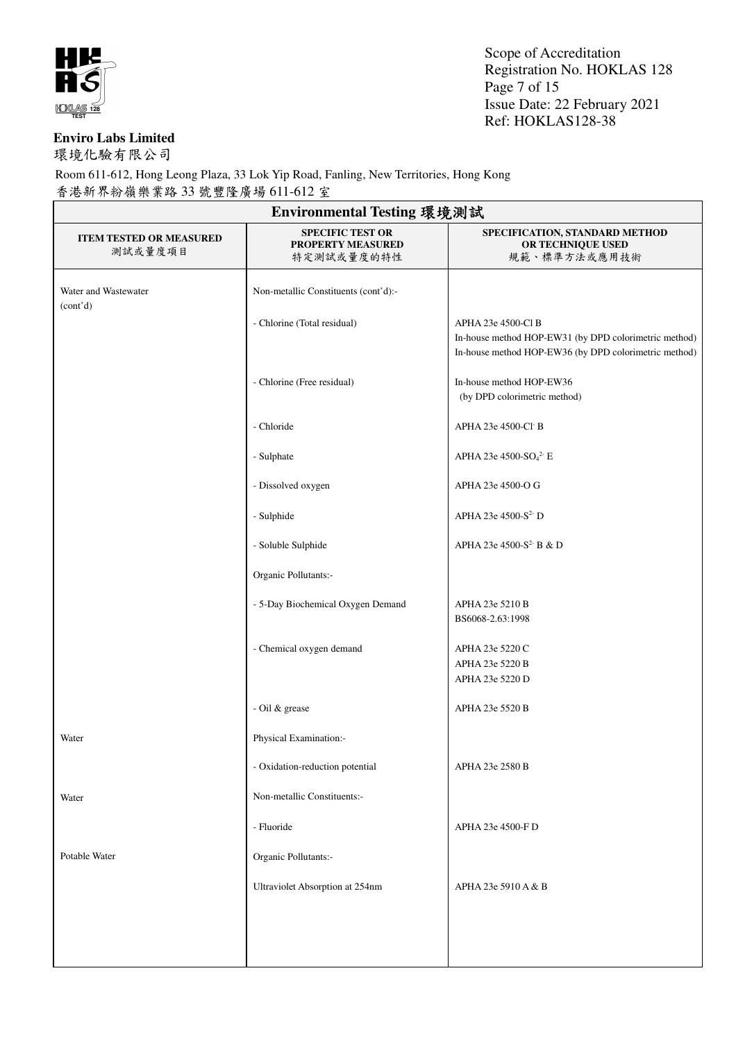**Enviro Labs Limited**
環境化驗有限公司

Room 611-612, Hong Leong Plaza, 33 Lok Yip Road, Fanling, New Territories, Hong Kong
香港新界粉嶺樂業路 33 號豐隆廣場 611-612 室

| Environmental Testing 環境測試 | | |
|---|---|---|
| **ITEM TESTED OR MEASURED** 測試或量度項目 | **SPECIFIC TEST OR PROPERTY MEASURED** 特定測試或量度的特性 | **SPECIFICATION, STANDARD METHOD OR TECHNIQUE USED** 規範、標準方法或應用技術 |
| Water and Wastewater (cont'd) | Non-metallic Constituents (cont'd):- | |
| | - Chlorine (Total residual) | APHA 23e 4500-Cl B<br>In-house method HOP-EW31 (by DPD colorimetric method)<br>In-house method HOP-EW36 (by DPD colorimetric method) |
| | - Chlorine (Free residual) | In-house method HOP-EW36 (by DPD colorimetric method) |
| | - Chloride | APHA 23e 4500-$Cl^-$ B |
| | - Sulphate | APHA 23e 4500-$SO_4^{2-}$ E |
| | - Dissolved oxygen | APHA 23e 4500-O G |
| | - Sulphide | APHA 23e 4500-$S^{2-}$ D |
| | - Soluble Sulphide | APHA 23e 4500-$S^{2-}$ B & D |
| | Organic Pollutants:- | |
| | - 5-Day Biochemical Oxygen Demand | APHA 23e 5210 B<br>BS6068-2.63:1998 |
| | - Chemical oxygen demand | APHA 23e 5220 C<br>APHA 23e 5220 B<br>APHA 23e 5220 D |
| | - Oil & grease | APHA 23e 5520 B |
| Water | Physical Examination:- | |
| | - Oxidation-reduction potential | APHA 23e 2580 B |
| Water | Non-metallic Constituents:- | |
| | - Fluoride | APHA 23e 4500-F D |
| Potable Water | Organic Pollutants:- | |
| | Ultraviolet Absorption at 254nm | APHA 23e 5910 A & B |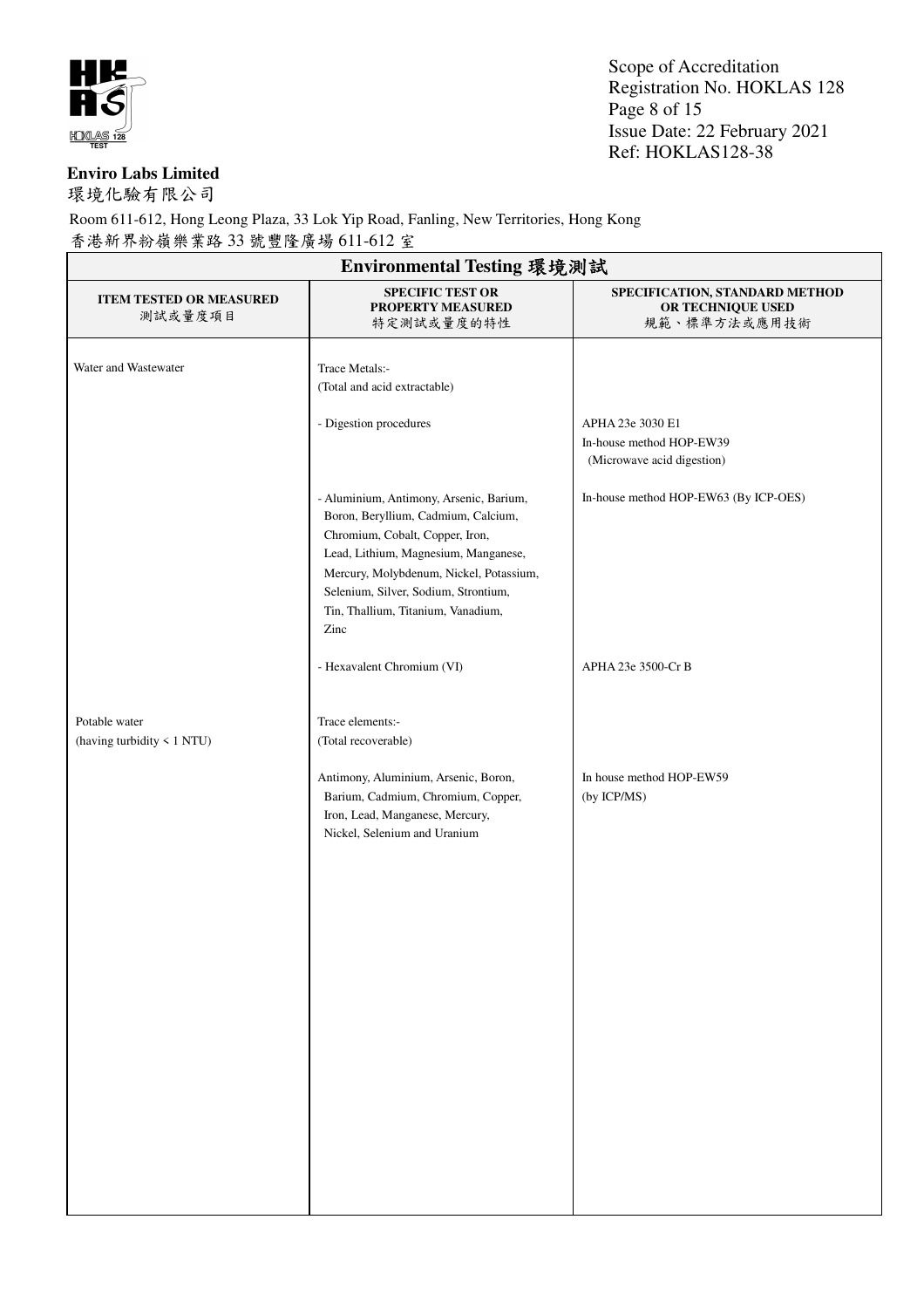**Enviro Labs Limited**
環境化驗有限公司

Room 611-612, Hong Leong Plaza, 33 Lok Yip Road, Fanling, New Territories, Hong Kong
香港新界粉嶺樂業路 33 號豐隆廣場 611-612 室

## Environmental Testing 環境測試

| ITEM TESTED OR MEASURED 測試或量度項目 | SPECIFIC TEST OR PROPERTY MEASURED 特定測試或量度的特性 | SPECIFICATION, STANDARD METHOD OR TECHNIQUE USED 規範、標準方法或應用技術 |
|---|---|---|
| Water and Wastewater | Trace Metals:- (Total and acid extractable) | |
| | - Digestion procedures | APHA 23e 3030 E1<br>In-house method HOP-EW39 (Microwave acid digestion) |
| | - Aluminium, Antimony, Arsenic, Barium, Boron, Beryllium, Cadmium, Calcium, Chromium, Cobalt, Copper, Iron, Lead, Lithium, Magnesium, Manganese, Mercury, Molybdenum, Nickel, Potassium, Selenium, Silver, Sodium, Strontium, Tin, Thallium, Titanium, Vanadium, Zinc | In-house method HOP-EW63 (By ICP-OES) |
| | - Hexavalent Chromium (VI) | APHA 23e 3500-Cr B |
| Potable water (having turbidity < 1 NTU) | Trace elements:- (Total recoverable) | |
| | Antimony, Aluminium, Arsenic, Boron, Barium, Cadmium, Chromium, Copper, Iron, Lead, Manganese, Mercury, Nickel, Selenium and Uranium | In house method HOP-EW59 (by ICP/MS) |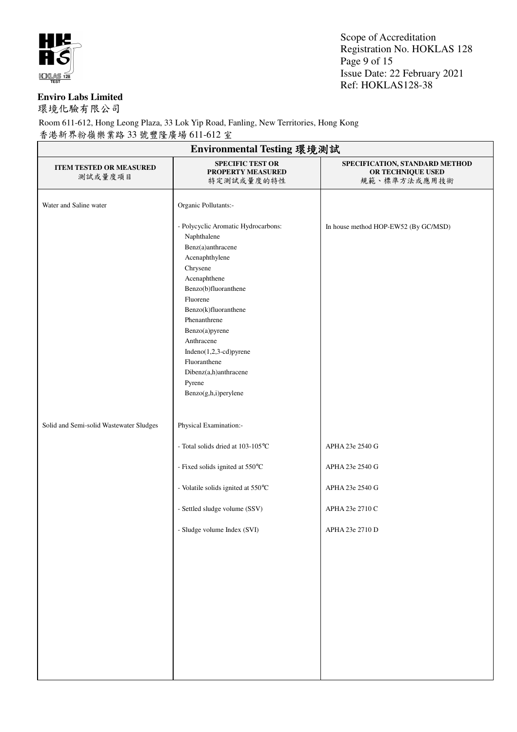**Enviro Labs Limited**
環境化驗有限公司

Room 611-612, Hong Leong Plaza, 33 Lok Yip Road, Fanling, New Territories, Hong Kong
香港新界粉嶺樂業路 33 號豐隆廣場 611-612 室

| **Environmental Testing 環境測試** | | |
|---|---|---|
| **ITEM TESTED OR MEASURED** 測試或量度項目 | **SPECIFIC TEST OR PROPERTY MEASURED** 特定測試或量度的特性 | **SPECIFICATION, STANDARD METHOD OR TECHNIQUE USED** 規範、標準方法或應用技術 |
| Water and Saline water | Organic Pollutants:- | |
| | - Polycyclic Aromatic Hydrocarbons:<br>Naphthalene<br>Benz(a)anthracene<br>Acenaphthylene<br>Chrysene<br>Acenaphthene<br>Benzo(b)fluoranthene<br>Fluorene<br>Benzo(k)fluoranthene<br>Phenanthrene<br>Benzo(a)pyrene<br>Anthracene<br>Indeno(1,2,3-cd)pyrene<br>Fluoranthene<br>Dibenz(a,h)anthracene<br>Pyrene<br>Benzo(g,h,i)perylene | In house method HOP-EW52 (By GC/MSD) |
| Solid and Semi-solid Wastewater Sludges | Physical Examination:- | |
| | - Total solids dried at 103-105℃ | APHA 23e 2540 G |
| | - Fixed solids ignited at 550℃ | APHA 23e 2540 G |
| | - Volatile solids ignited at 550℃ | APHA 23e 2540 G |
| | - Settled sludge volume (SSV) | APHA 23e 2710 C |
| | - Sludge volume Index (SVI) | APHA 23e 2710 D |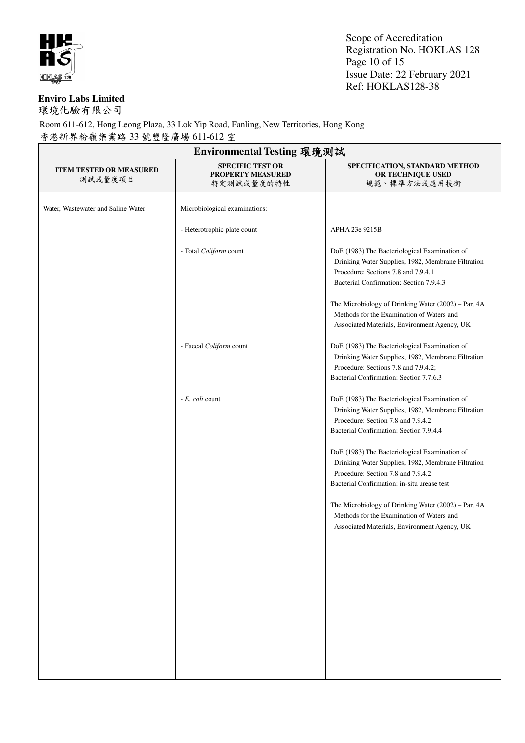**Enviro Labs Limited**
環境化驗有限公司

Room 611-612, Hong Leong Plaza, 33 Lok Yip Road, Fanling, New Territories, Hong Kong
香港新界粉嶺樂業路 33 號豐隆廣場 611-612 室

## Environmental Testing 環境測試

| ITEM TESTED OR MEASURED 測試或量度項目 | SPECIFIC TEST OR PROPERTY MEASURED 特定測試或量度的特性 | SPECIFICATION, STANDARD METHOD OR TECHNIQUE USED 規範、標準方法或應用技術 |
|---|---|---|
| Water, Wastewater and Saline Water | Microbiological examinations: | |
| | - Heterotrophic plate count | APHA 23e 9215B |
| | - Total *Coliform* count | DoE (1983) The Bacteriological Examination of Drinking Water Supplies, 1982, Membrane Filtration Procedure: Sections 7.8 and 7.9.4.1<br>Bacterial Confirmation: Section 7.9.4.3 |
| | | The Microbiology of Drinking Water (2002) – Part 4A Methods for the Examination of Waters and Associated Materials, Environment Agency, UK |
| | - Faecal *Coliform* count | DoE (1983) The Bacteriological Examination of Drinking Water Supplies, 1982, Membrane Filtration Procedure: Sections 7.8 and 7.9.4.2;<br>Bacterial Confirmation: Section 7.7.6.3 |
| | - *E. coli* count | DoE (1983) The Bacteriological Examination of Drinking Water Supplies, 1982, Membrane Filtration Procedure: Section 7.8 and 7.9.4.2<br>Bacterial Confirmation: Section 7.9.4.4 |
| | | DoE (1983) The Bacteriological Examination of Drinking Water Supplies, 1982, Membrane Filtration Procedure: Section 7.8 and 7.9.4.2<br>Bacterial Confirmation: in-situ urease test |
| | | The Microbiology of Drinking Water (2002) – Part 4A Methods for the Examination of Waters and Associated Materials, Environment Agency, UK |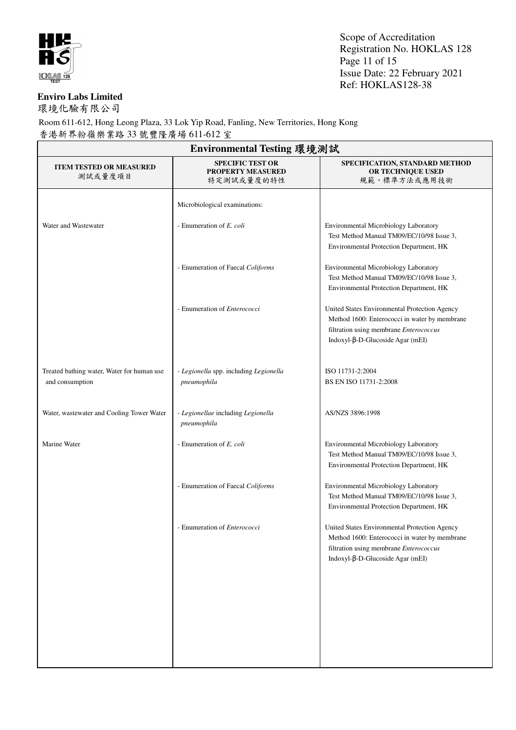**Enviro Labs Limited**
環境化驗有限公司

Room 611-612, Hong Leong Plaza, 33 Lok Yip Road, Fanling, New Territories, Hong Kong
香港新界粉嶺樂業路 33 號豐隆廣場 611-612 室

| Environmental Testing 環境測試 | | |
|---|---|---|
| **ITEM TESTED OR MEASURED** 測試或量度項目 | **SPECIFIC TEST OR PROPERTY MEASURED** 特定測試或量度的特性 | **SPECIFICATION, STANDARD METHOD OR TECHNIQUE USED** 規範、標準方法或應用技術 |
| | Microbiological examinations: | |
| Water and Wastewater | - Enumeration of *E. coli* | Environmental Microbiology Laboratory Test Method Manual TM09/EC/10/98 Issue 3, Environmental Protection Department, HK |
| | - Enumeration of Faecal *Coliforms* | Environmental Microbiology Laboratory Test Method Manual TM09/EC/10/98 Issue 3, Environmental Protection Department, HK |
| | - Enumeration of *Enterococci* | United States Environmental Protection Agency Method 1600: Enterococci in water by membrane filtration using membrane *Enterococcus* Indoxyl-β-D-Glucoside Agar (mEI) |
| Treated bathing water, Water for human use and consumption | - *Legionella* spp. including *Legionella pneumophila* | ISO 11731-2:2004<br>BS EN ISO 11731-2:2008 |
| Water, wastewater and Cooling Tower Water | - *Legionellae* including *Legionella pneumophila* | AS/NZS 3896:1998 |
| Marine Water | - Enumeration of *E. coli* | Environmental Microbiology Laboratory Test Method Manual TM09/EC/10/98 Issue 3, Environmental Protection Department, HK |
| | - Enumeration of Faecal *Coliforms* | Environmental Microbiology Laboratory Test Method Manual TM09/EC/10/98 Issue 3, Environmental Protection Department, HK |
| | - Enumeration of *Enterococci* | United States Environmental Protection Agency Method 1600: Enterococci in water by membrane filtration using membrane *Enterococcus* Indoxyl-β-D-Glucoside Agar (mEI) |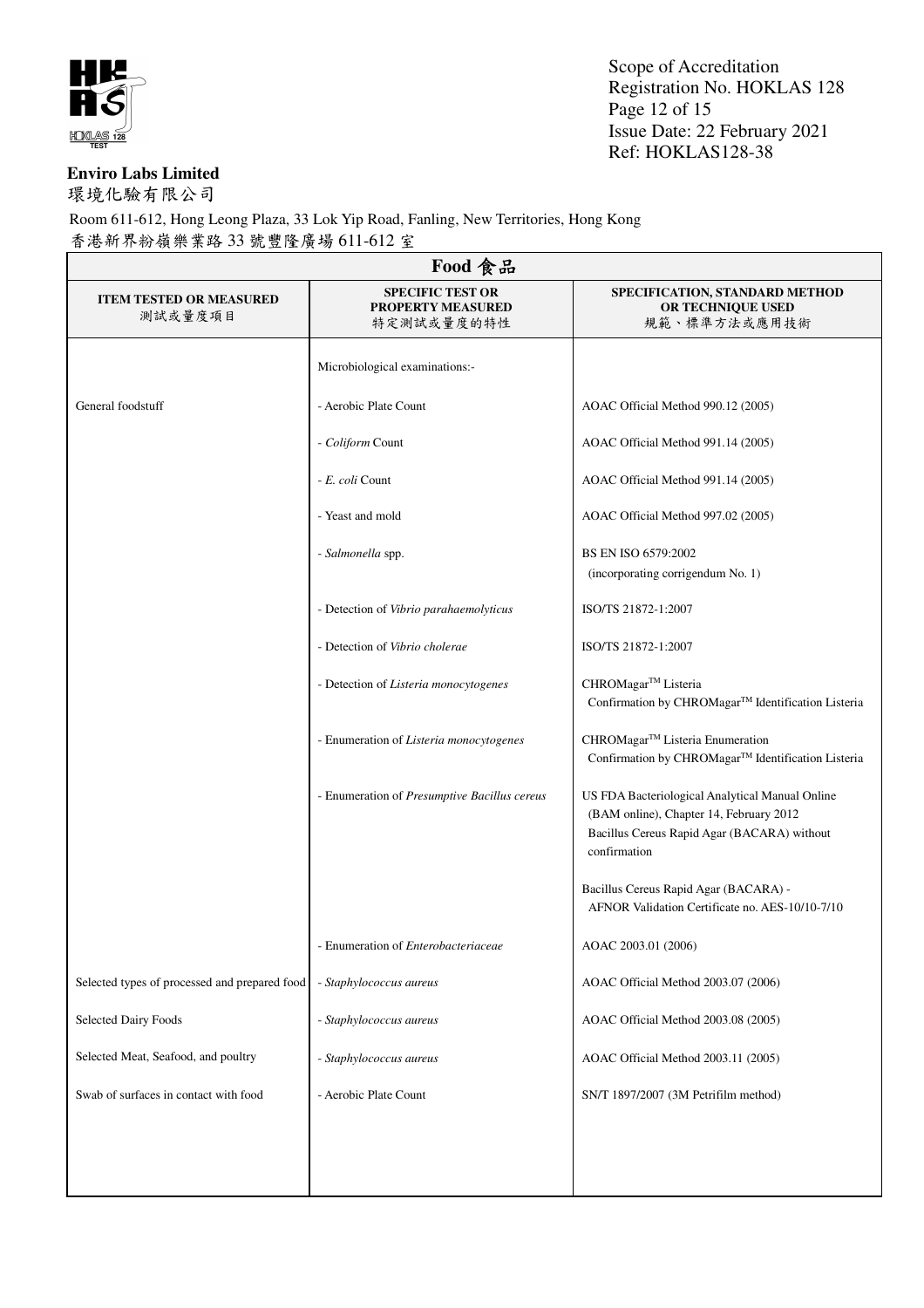**Enviro Labs Limited**
環境化驗有限公司

Room 611-612, Hong Leong Plaza, 33 Lok Yip Road, Fanling, New Territories, Hong Kong
香港新界粉嶺樂業路 33 號豐隆廣場 611-612 室

## Food 食品

| ITEM TESTED OR MEASURED 測試或量度項目 | SPECIFIC TEST OR PROPERTY MEASURED 特定測試或量度的特性 | SPECIFICATION, STANDARD METHOD OR TECHNIQUE USED 規範、標準方法或應用技術 |
|---|---|---|
| | Microbiological examinations:- | |
| General foodstuff | - Aerobic Plate Count | AOAC Official Method 990.12 (2005) |
| | - *Coliform* Count | AOAC Official Method 991.14 (2005) |
| | - *E. coli* Count | AOAC Official Method 991.14 (2005) |
| | - Yeast and mold | AOAC Official Method 997.02 (2005) |
| | - *Salmonella* spp. | BS EN ISO 6579:2002 (incorporating corrigendum No. 1) |
| | - Detection of *Vibrio parahaemolyticus* | ISO/TS 21872-1:2007 |
| | - Detection of *Vibrio cholerae* | ISO/TS 21872-1:2007 |
| | - Detection of *Listeria monocytogenes* | CHROMagar™ Listeria Confirmation by CHROMagar™ Identification Listeria |
| | - Enumeration of *Listeria monocytogenes* | CHROMagar™ Listeria Enumeration Confirmation by CHROMagar™ Identification Listeria |
| | - Enumeration of *Presumptive Bacillus cereus* | US FDA Bacteriological Analytical Manual Online (BAM online), Chapter 14, February 2012 Bacillus Cereus Rapid Agar (BACARA) without confirmation |
| | | Bacillus Cereus Rapid Agar (BACARA) - AFNOR Validation Certificate no. AES-10/10-7/10 |
| | - Enumeration of *Enterobacteriaceae* | AOAC 2003.01 (2006) |
| Selected types of processed and prepared food | - *Staphylococcus aureus* | AOAC Official Method 2003.07 (2006) |
| Selected Dairy Foods | - *Staphylococcus aureus* | AOAC Official Method 2003.08 (2005) |
| Selected Meat, Seafood, and poultry | - *Staphylococcus aureus* | AOAC Official Method 2003.11 (2005) |
| Swab of surfaces in contact with food | - Aerobic Plate Count | SN/T 1897/2007 (3M Petrifilm method) |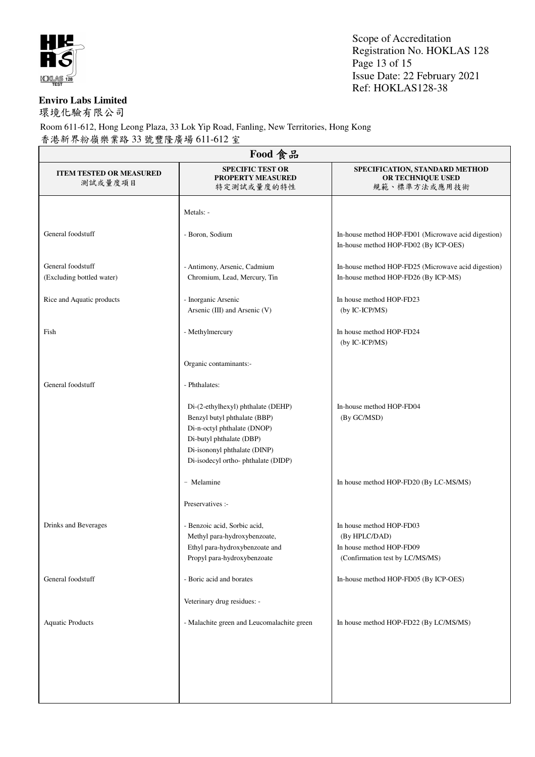**Enviro Labs Limited**
環境化驗有限公司

Room 611-612, Hong Leong Plaza, 33 Lok Yip Road, Fanling, New Territories, Hong Kong
香港新界粉嶺樂業路 33 號豐隆廣場 611-612 室

## Food 食品

| ITEM TESTED OR MEASURED 測試或量度項目 | SPECIFIC TEST OR PROPERTY MEASURED 特定測試或量度的特性 | SPECIFICATION, STANDARD METHOD OR TECHNIQUE USED 規範、標準方法或應用技術 |
|---|---|---|
| | Metals: - | |
| General foodstuff | - Boron, Sodium | In-house method HOP-FD01 (Microwave acid digestion)<br>In-house method HOP-FD02 (By ICP-OES) |
| General foodstuff<br>(Excluding bottled water) | - Antimony, Arsenic, Cadmium<br>Chromium, Lead, Mercury, Tin | In-house method HOP-FD25 (Microwave acid digestion)<br>In-house method HOP-FD26 (By ICP-MS) |
| Rice and Aquatic products | - Inorganic Arsenic<br>Arsenic (III) and Arsenic (V) | In house method HOP-FD23<br>(by IC-ICP/MS) |
| Fish | - Methylmercury | In house method HOP-FD24<br>(by IC-ICP/MS) |
| | Organic contaminants:- | |
| General foodstuff | - Phthalates: | |
| | Di-(2-ethylhexyl) phthalate (DEHP)<br>Benzyl butyl phthalate (BBP)<br>Di-n-octyl phthalate (DNOP)<br>Di-butyl phthalate (DBP)<br>Di-isononyl phthalate (DINP)<br>Di-isodecyl ortho- phthalate (DIDP) | In-house method HOP-FD04<br>(By GC/MSD) |
| | - Melamine | In house method HOP-FD20 (By LC-MS/MS) |
| | Preservatives :- | |
| Drinks and Beverages | - Benzoic acid, Sorbic acid,<br>Methyl para-hydroxybenzoate,<br>Ethyl para-hydroxybenzoate and<br>Propyl para-hydroxybenzoate | In house method HOP-FD03<br>(By HPLC/DAD)<br>In house method HOP-FD09<br>(Confirmation test by LC/MS/MS) |
| General foodstuff | - Boric acid and borates | In-house method HOP-FD05 (By ICP-OES) |
| | Veterinary drug residues: - | |
| Aquatic Products | - Malachite green and Leucomalachite green | In house method HOP-FD22 (By LC/MS/MS) |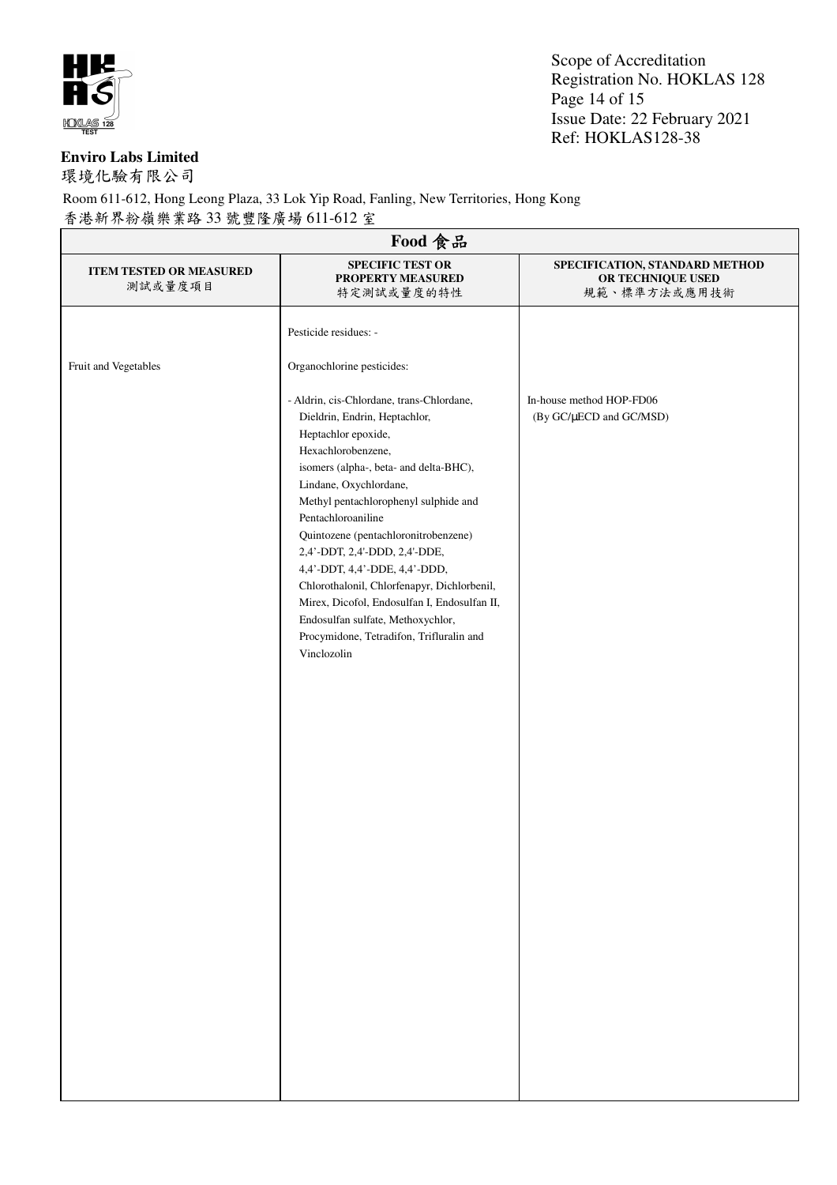**Enviro Labs Limited**
環境化驗有限公司

Room 611-612, Hong Leong Plaza, 33 Lok Yip Road, Fanling, New Territories, Hong Kong
香港新界粉嶺樂業路 33 號豐隆廣場 611-612 室

| **Food 食品** | | |
|---|---|---|
| **ITEM TESTED OR MEASURED** 測試或量度項目 | **SPECIFIC TEST OR PROPERTY MEASURED** 特定測試或量度的特性 | **SPECIFICATION, STANDARD METHOD OR TECHNIQUE USED** 規範、標準方法或應用技術 |
| | Pesticide residues: - | |
| Fruit and Vegetables | Organochlorine pesticides: | |
| | - Aldrin, cis-Chlordane, trans-Chlordane, Dieldrin, Endrin, Heptachlor, Heptachlor epoxide, Hexachlorobenzene, isomers (alpha-, beta- and delta-BHC), Lindane, Oxychlordane, Methyl pentachlorophenyl sulphide and Pentachloroaniline Quintozene (pentachloronitrobenzene) 2,4'-DDT, 2,4'-DDD, 2,4'-DDE, 4,4'-DDT, 4,4'-DDE, 4,4'-DDD, Chlorothalonil, Chlorfenapyr, Dichlorbenil, Mirex, Dicofol, Endosulfan I, Endosulfan II, Endosulfan sulfate, Methoxychlor, Procymidone, Tetradifon, Trifluralin and Vinclozolin | In-house method HOP-FD06 (By GC/μECD and GC/MSD) |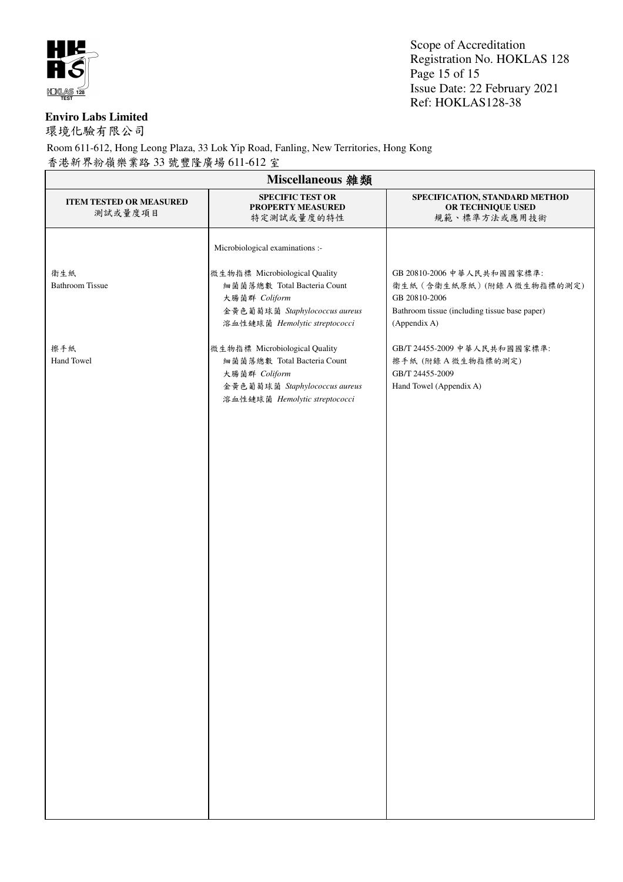**Enviro Labs Limited**
環境化驗有限公司

Room 611-612, Hong Leong Plaza, 33 Lok Yip Road, Fanling, New Territories, Hong Kong
香港新界粉嶺樂業路 33 號豐隆廣場 611-612 室

## Miscellaneous 雜類

| ITEM TESTED OR MEASURED 測試或量度項目 | SPECIFIC TEST OR PROPERTY MEASURED 特定測試或量度的特性 | SPECIFICATION, STANDARD METHOD OR TECHNIQUE USED 規範、標準方法或應用技術 |
|---|---|---|
| | Microbiological examinations :- | |
| 衛生紙<br>Bathroom Tissue | 微生物指標 Microbiological Quality<br>細菌菌落總數 Total Bacteria Count<br>大腸菌群 *Coliform*<br>金黃色葡萄球菌 *Staphylococcus aureus*<br>溶血性鏈球菌 *Hemolytic streptococci* | GB 20810-2006 中華人民共和國國家標準:<br>衛生紙（含衛生紙原紙）(附錄 A 微生物指標的測定)<br>GB 20810-2006<br>Bathroom tissue (including tissue base paper) (Appendix A) |
| 擦手紙<br>Hand Towel | 微生物指標 Microbiological Quality<br>細菌菌落總數 Total Bacteria Count<br>大腸菌群 *Coliform*<br>金黃色葡萄球菌 *Staphylococcus aureus*<br>溶血性鏈球菌 *Hemolytic streptococci* | GB/T 24455-2009 中華人民共和國國家標準:<br>擦手紙 (附錄 A 微生物指標的測定)<br>GB/T 24455-2009<br>Hand Towel (Appendix A) |